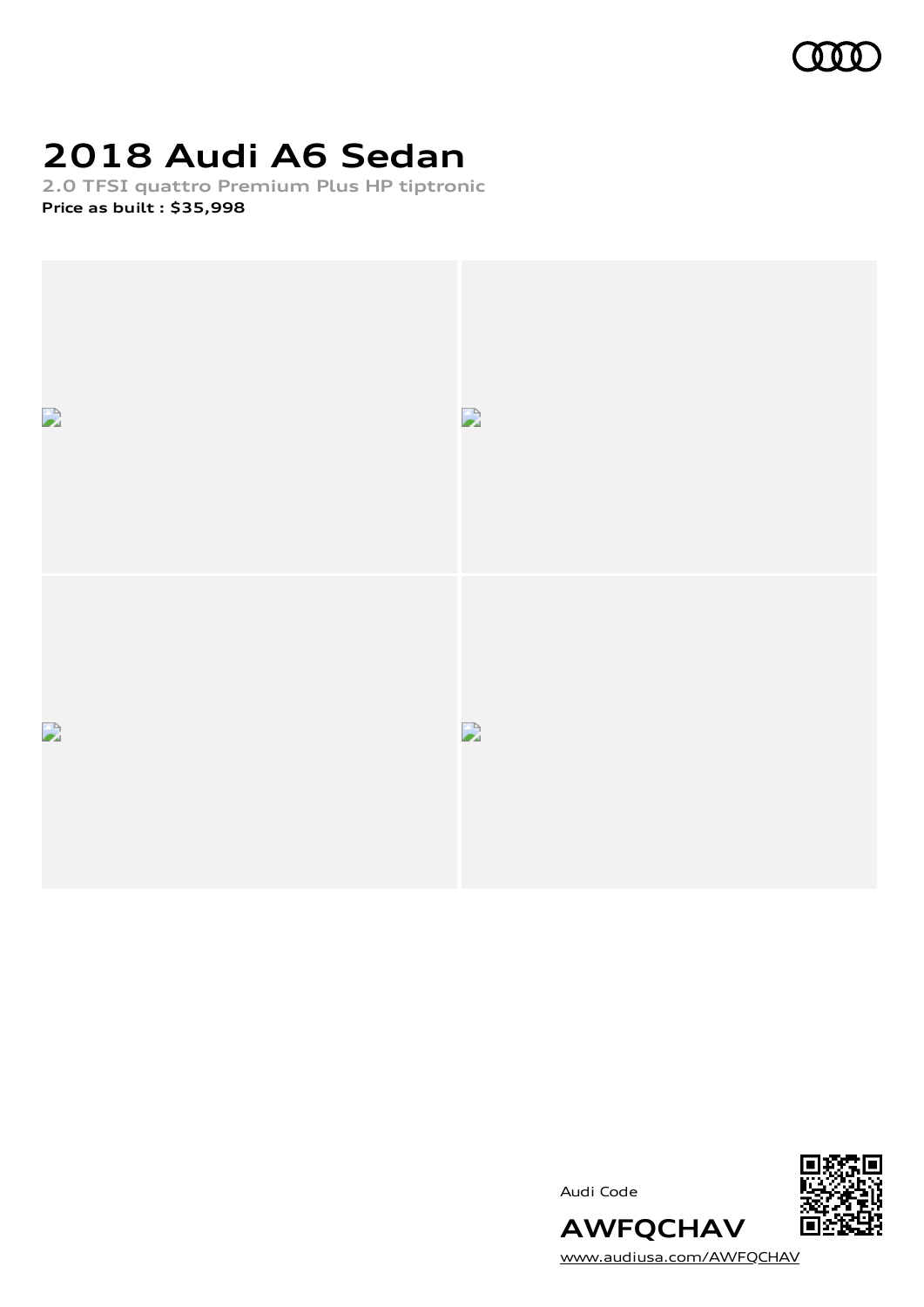# 2018 Audi A6 Sedan

## 2.0 TFSI quattro Premium Plus HP tiptronic

**Price as built : $35,998**

Audi Code

**AWFQCHAV**

www.audiusa.com/AWFQCHAV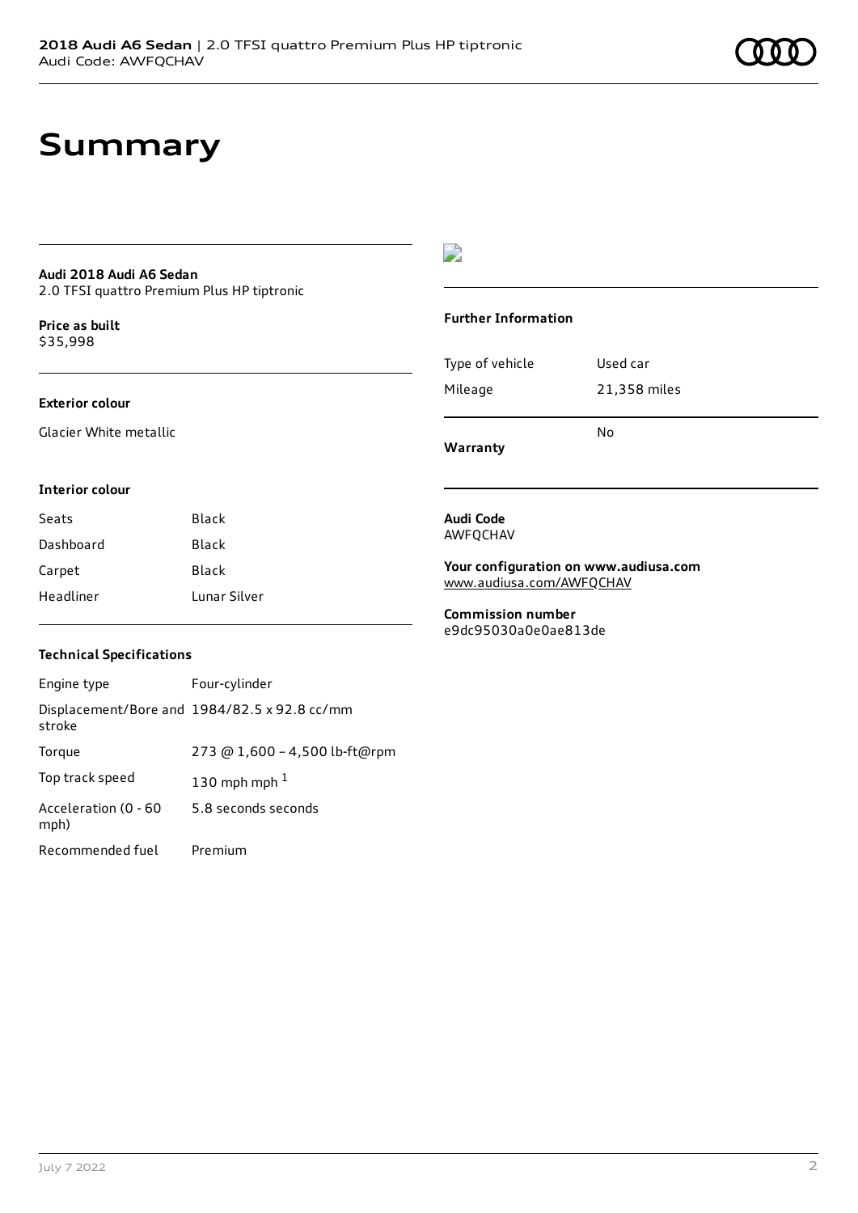# Summary

**Audi 2018 Audi A6 Sedan**
2.0 TFSI quattro Premium Plus HP tiptronic

**Price as built**
$35,998

**Exterior colour**

Glacier White metallic

**Interior colour**

| Seats | Black |
|---|---|
| Dashboard | Black |
| Carpet | Black |
| Headliner | Lunar Silver |

### Technical Specifications

| Engine type | Four-cylinder |
|---|---|
| Displacement/Bore and stroke | 1984/82.5 x 92.8 cc/mm |
| Torque | 273 @ 1,600 – 4,500 lb-ft@rpm |
| Top track speed | 130 mph mph [1] |
| Acceleration (0 - 60 mph) | 5.8 seconds seconds |
| Recommended fuel | Premium |

### Further Information

| Type of vehicle | Used car |
|---|---|
| Mileage | 21,358 miles |
| **Warranty** | No |

**Audi Code**
AWFQCHAV

**Your configuration on www.audiusa.com**
www.audiusa.com/AWFQCHAV

**Commission number**
e9dc95030a0e0ae813de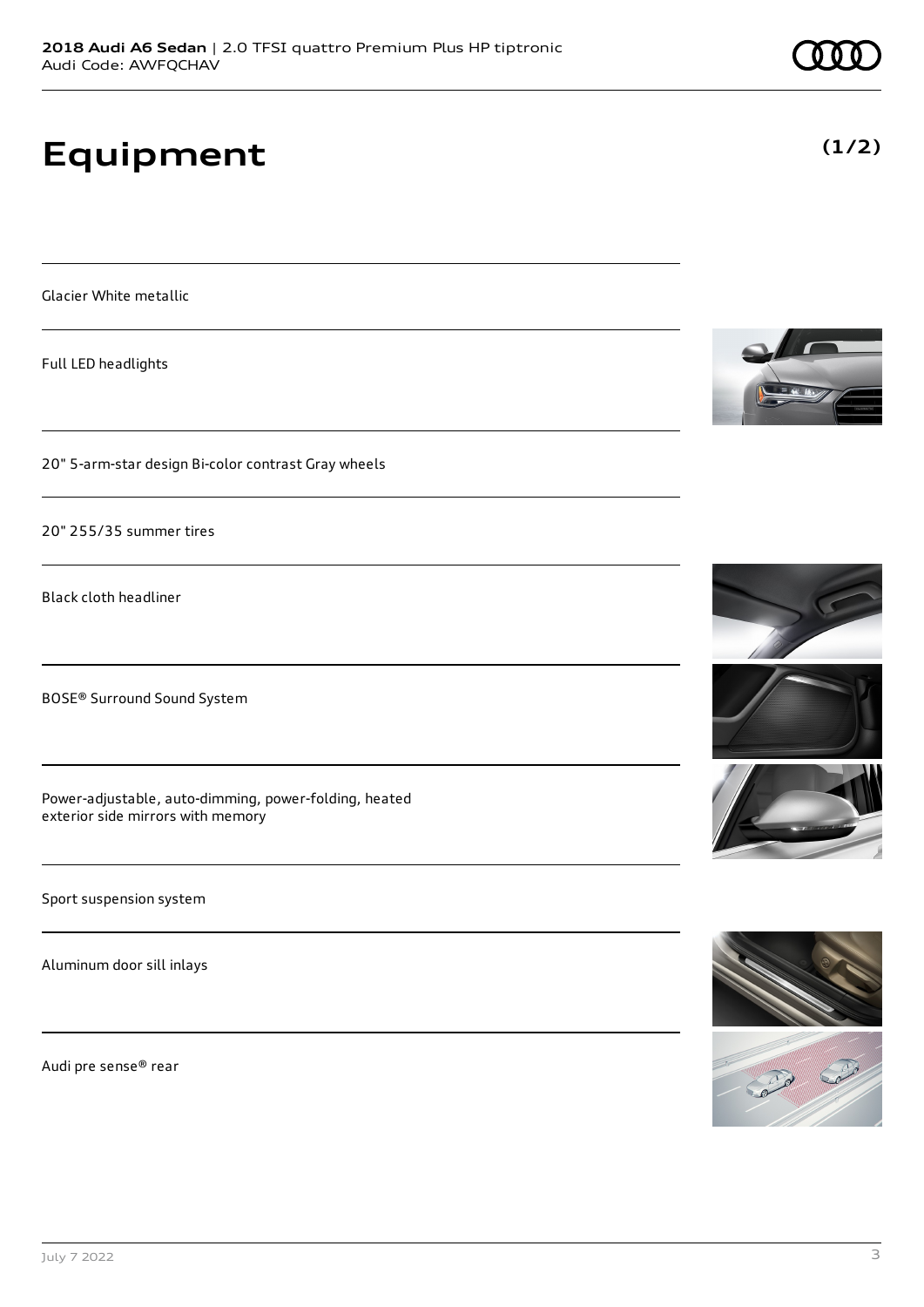# Equipment

**(1/2)**

Glacier White metallic

Full LED headlights

20" 5-arm-star design Bi-color contrast Gray wheels

20" 255/35 summer tires

Black cloth headliner

BOSE® Surround Sound System

Power-adjustable, auto-dimming, power-folding, heated exterior side mirrors with memory

Sport suspension system

Aluminum door sill inlays

Audi pre sense® rear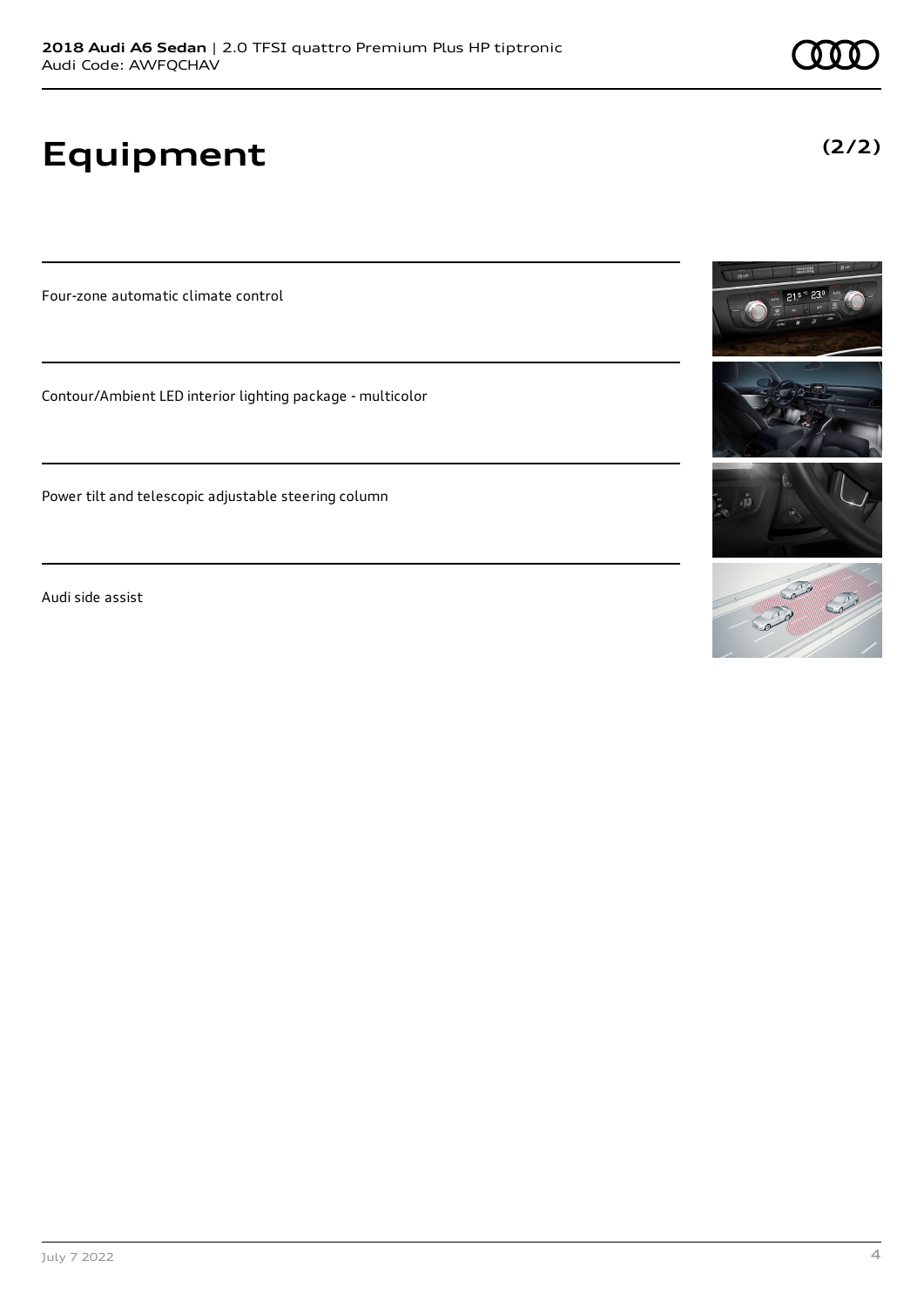# Equipment

**(2/2)**

Four-zone automatic climate control

Contour/Ambient LED interior lighting package - multicolor

Power tilt and telescopic adjustable steering column

Audi side assist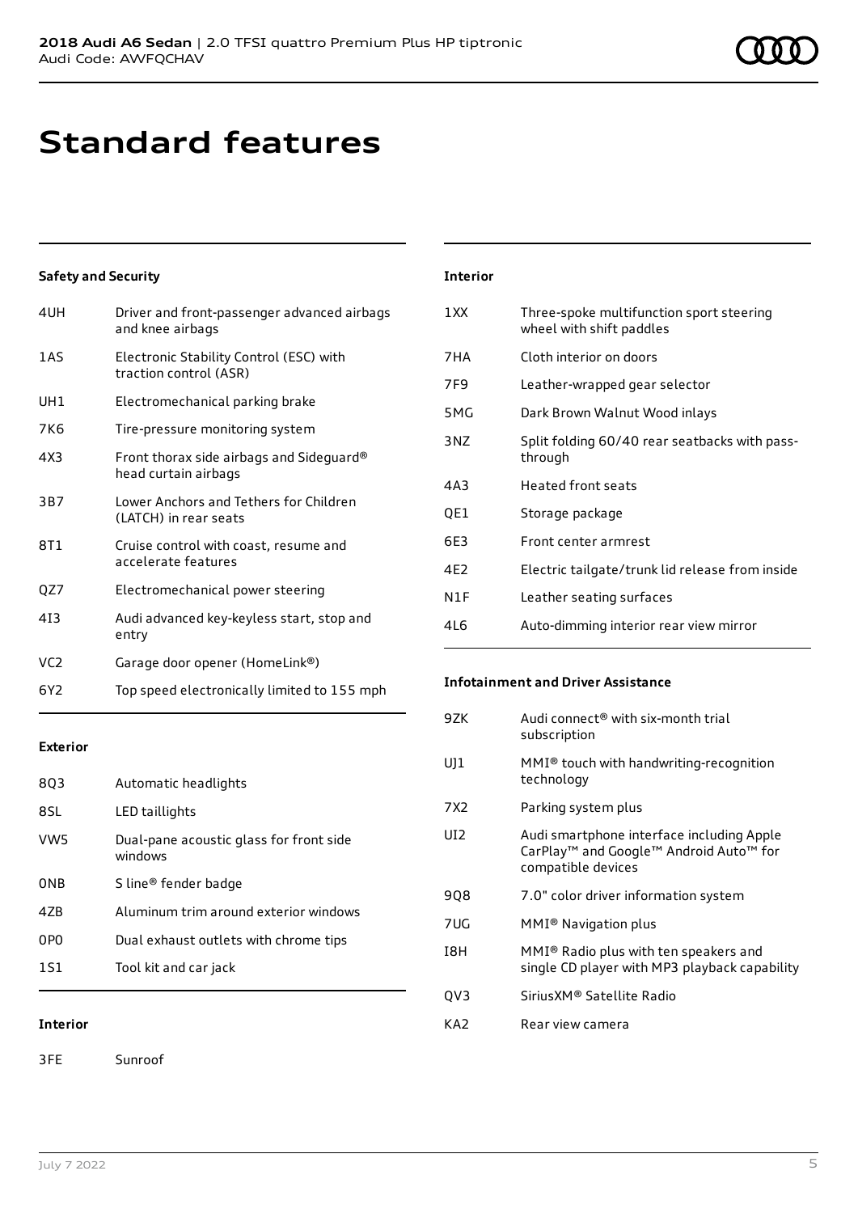# Standard features

### Safety and Security

| | |
|---|---|
| 4UH | Driver and front-passenger advanced airbags and knee airbags |
| 1AS | Electronic Stability Control (ESC) with traction control (ASR) |
| UH1 | Electromechanical parking brake |
| 7K6 | Tire-pressure monitoring system |
| 4X3 | Front thorax side airbags and Sideguard® head curtain airbags |
| 3B7 | Lower Anchors and Tethers for Children (LATCH) in rear seats |
| 8T1 | Cruise control with coast, resume and accelerate features |
| QZ7 | Electromechanical power steering |
| 4I3 | Audi advanced key-keyless start, stop and entry |
| VC2 | Garage door opener (HomeLink®) |
| 6Y2 | Top speed electronically limited to 155 mph |

### Exterior

| | |
|---|---|
| 8Q3 | Automatic headlights |
| 8SL | LED taillights |
| VW5 | Dual-pane acoustic glass for front side windows |
| 0NB | S line® fender badge |
| 4ZB | Aluminum trim around exterior windows |
| 0P0 | Dual exhaust outlets with chrome tips |
| 1S1 | Tool kit and car jack |

### Interior

| | |
|---|---|
| 3FE | Sunroof |

### Interior

| | |
|---|---|
| 1XX | Three-spoke multifunction sport steering wheel with shift paddles |
| 7HA | Cloth interior on doors |
| 7F9 | Leather-wrapped gear selector |
| 5MG | Dark Brown Walnut Wood inlays |
| 3NZ | Split folding 60/40 rear seatbacks with pass-through |
| 4A3 | Heated front seats |
| QE1 | Storage package |
| 6E3 | Front center armrest |
| 4E2 | Electric tailgate/trunk lid release from inside |
| N1F | Leather seating surfaces |
| 4L6 | Auto-dimming interior rear view mirror |

### Infotainment and Driver Assistance

| | |
|---|---|
| 9ZK | Audi connect® with six-month trial subscription |
| UJ1 | MMI® touch with handwriting-recognition technology |
| 7X2 | Parking system plus |
| UI2 | Audi smartphone interface including Apple CarPlay™ and Google™ Android Auto™ for compatible devices |
| 9Q8 | 7.0" color driver information system |
| 7UG | MMI® Navigation plus |
| I8H | MMI® Radio plus with ten speakers and single CD player with MP3 playback capability |
| QV3 | SiriusXM® Satellite Radio |
| KA2 | Rear view camera |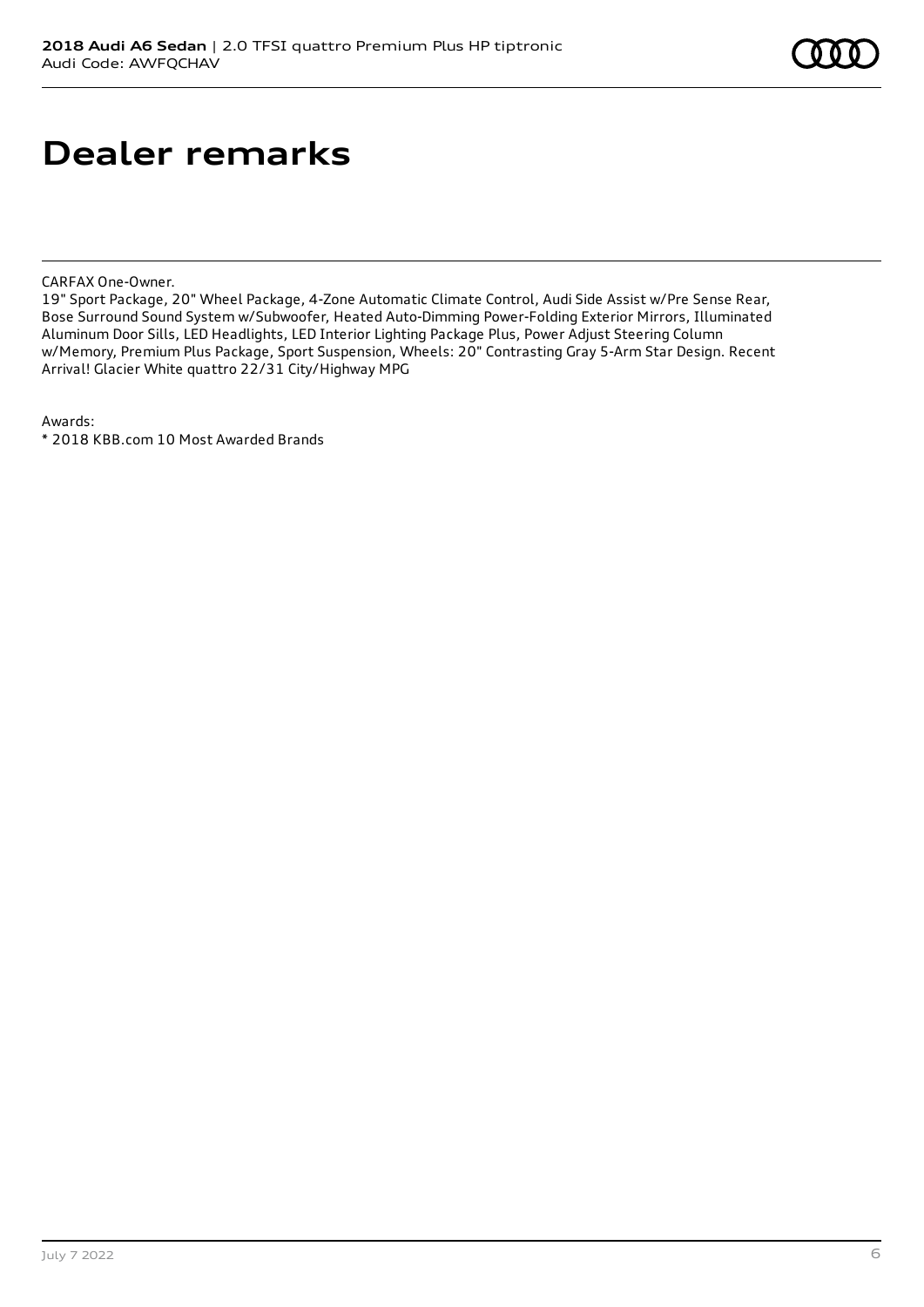# Dealer remarks

CARFAX One-Owner.

19" Sport Package, 20" Wheel Package, 4-Zone Automatic Climate Control, Audi Side Assist w/Pre Sense Rear, Bose Surround Sound System w/Subwoofer, Heated Auto-Dimming Power-Folding Exterior Mirrors, Illuminated Aluminum Door Sills, LED Headlights, LED Interior Lighting Package Plus, Power Adjust Steering Column w/Memory, Premium Plus Package, Sport Suspension, Wheels: 20" Contrasting Gray 5-Arm Star Design. Recent Arrival! Glacier White quattro 22/31 City/Highway MPG

Awards:

* 2018 KBB.com 10 Most Awarded Brands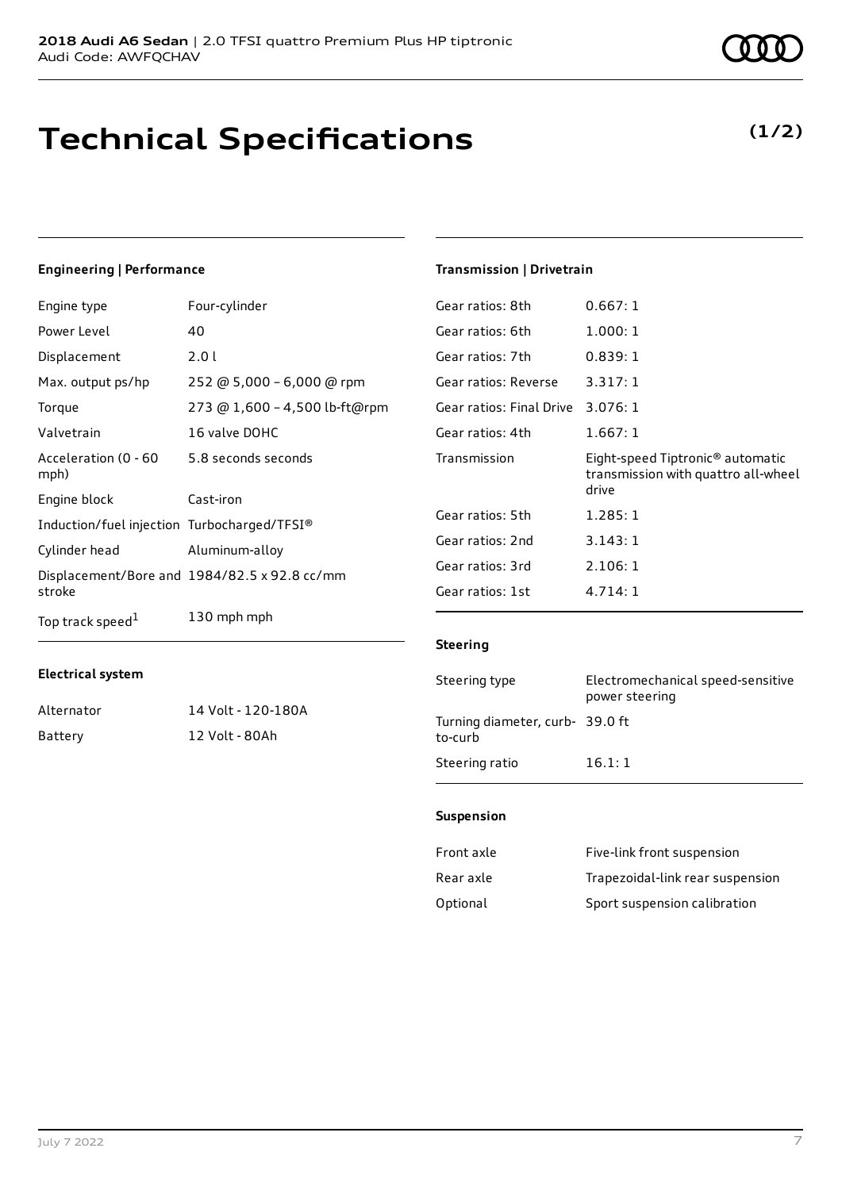# Technical Specifications

**(1/2)**

### Engineering | Performance

| | |
|---|---|
| Engine type | Four-cylinder |
| Power Level | 40 |
| Displacement | 2.0 l |
| Max. output ps/hp | 252 @ 5,000 – 6,000 @ rpm |
| Torque | 273 @ 1,600 – 4,500 lb-ft@rpm |
| Valvetrain | 16 valve DOHC |
| Acceleration (0 - 60 mph) | 5.8 seconds seconds |
| Engine block | Cast-iron |
| Induction/fuel injection | Turbocharged/TFSI® |
| Cylinder head | Aluminum-alloy |
| Displacement/Bore and stroke | 1984/82.5 x 92.8 cc/mm |
| Top track speed[1] | 130 mph mph |

### Electrical system

| | |
|---|---|
| Alternator | 14 Volt - 120-180A |
| Battery | 12 Volt - 80Ah |

### Transmission | Drivetrain

| | |
|---|---|
| Gear ratios: 8th | 0.667: 1 |
| Gear ratios: 6th | 1.000: 1 |
| Gear ratios: 7th | 0.839: 1 |
| Gear ratios: Reverse | 3.317: 1 |
| Gear ratios: Final Drive | 3.076: 1 |
| Gear ratios: 4th | 1.667: 1 |
| Transmission | Eight-speed Tiptronic® automatic transmission with quattro all-wheel drive |
| Gear ratios: 5th | 1.285: 1 |
| Gear ratios: 2nd | 3.143: 1 |
| Gear ratios: 3rd | 2.106: 1 |
| Gear ratios: 1st | 4.714: 1 |

### Steering

| | |
|---|---|
| Steering type | Electromechanical speed-sensitive power steering |
| Turning diameter, curb-to-curb | 39.0 ft |
| Steering ratio | 16.1: 1 |

### Suspension

| | |
|---|---|
| Front axle | Five-link front suspension |
| Rear axle | Trapezoidal-link rear suspension |
| Optional | Sport suspension calibration |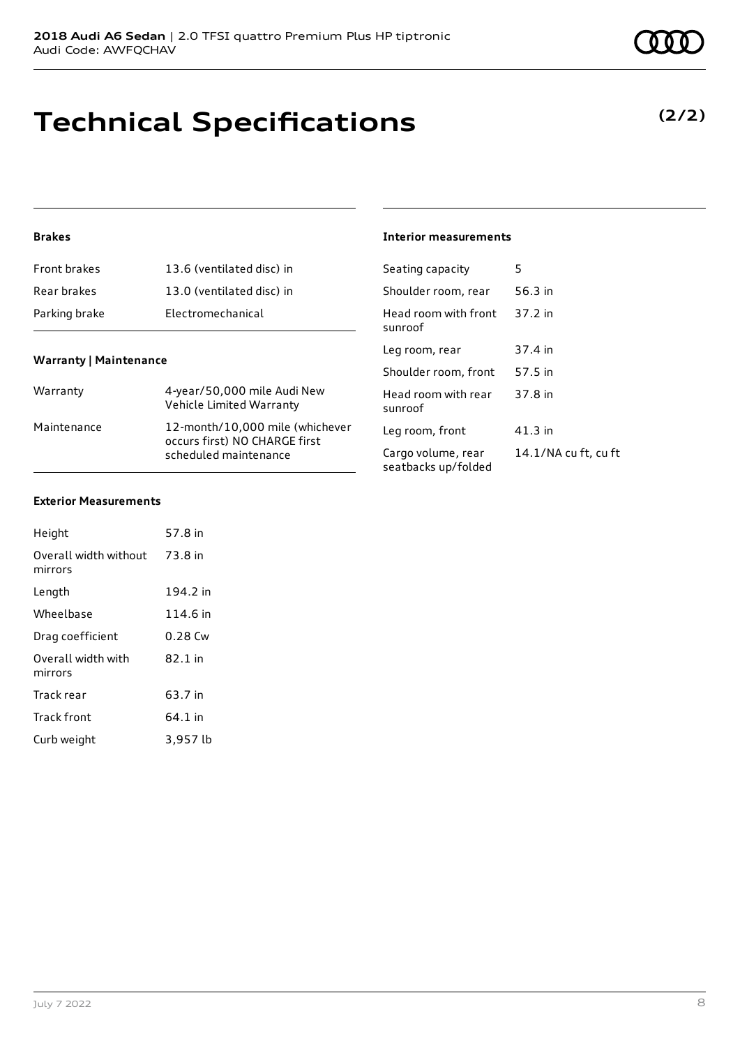# Technical Specifications

**(2/2)**

### Brakes

| | |
|---|---|
| Front brakes | 13.6 (ventilated disc) in |
| Rear brakes | 13.0 (ventilated disc) in |
| Parking brake | Electromechanical |

### Warranty | Maintenance

| | |
|---|---|
| Warranty | 4-year/50,000 mile Audi New Vehicle Limited Warranty |
| Maintenance | 12-month/10,000 mile (whichever occurs first) NO CHARGE first scheduled maintenance |

### Exterior Measurements

| | |
|---|---|
| Height | 57.8 in |
| Overall width without mirrors | 73.8 in |
| Length | 194.2 in |
| Wheelbase | 114.6 in |
| Drag coefficient | 0.28 Cw |
| Overall width with mirrors | 82.1 in |
| Track rear | 63.7 in |
| Track front | 64.1 in |
| Curb weight | 3,957 lb |

### Interior measurements

| | |
|---|---|
| Seating capacity | 5 |
| Shoulder room, rear | 56.3 in |
| Head room with front sunroof | 37.2 in |
| Leg room, rear | 37.4 in |
| Shoulder room, front | 57.5 in |
| Head room with rear sunroof | 37.8 in |
| Leg room, front | 41.3 in |
| Cargo volume, rear seatbacks up/folded | 14.1/NA cu ft, cu ft |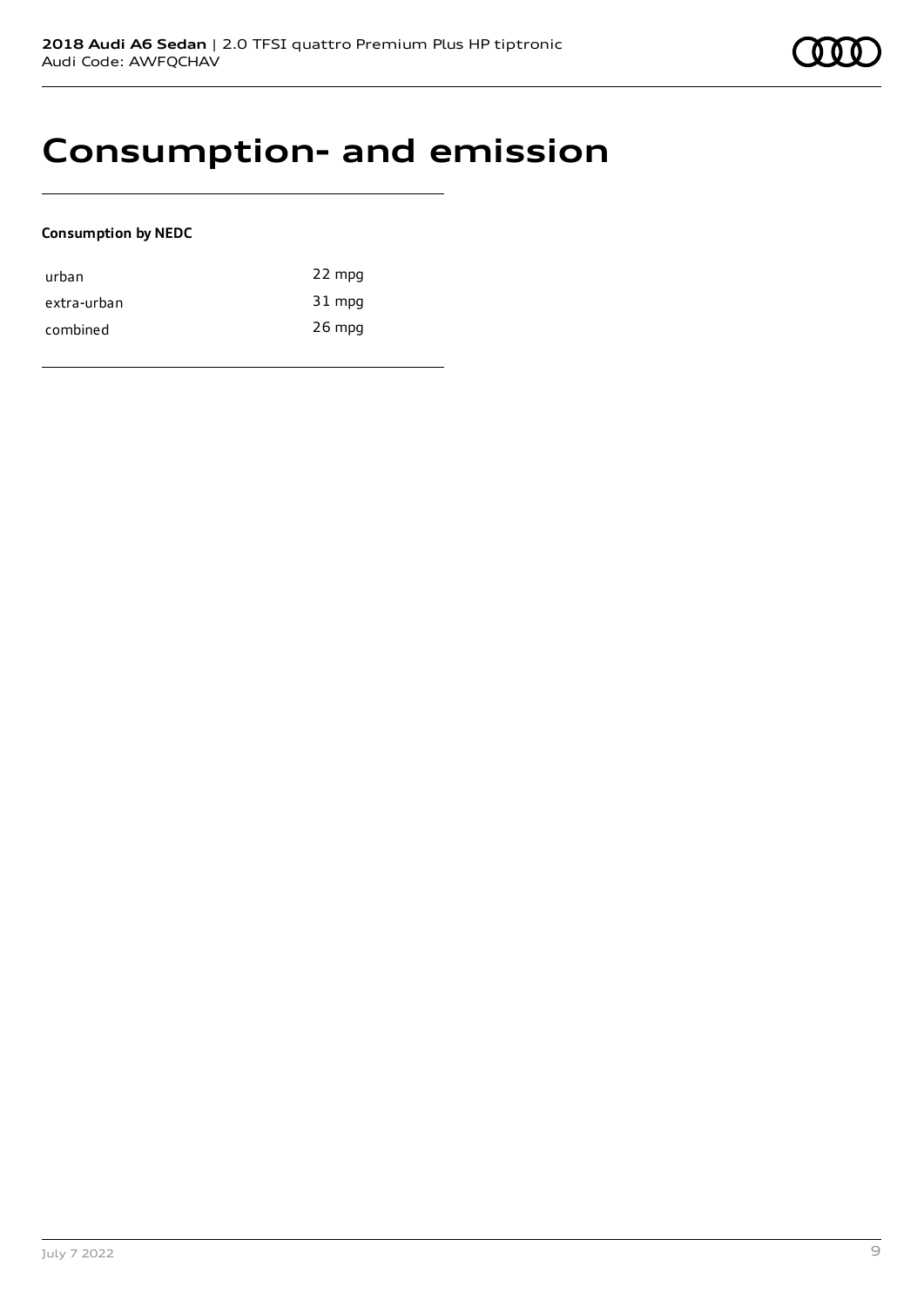# Consumption- and emission

**Consumption by NEDC**

| | |
|---|---|
| urban | 22 mpg |
| extra-urban | 31 mpg |
| combined | 26 mpg |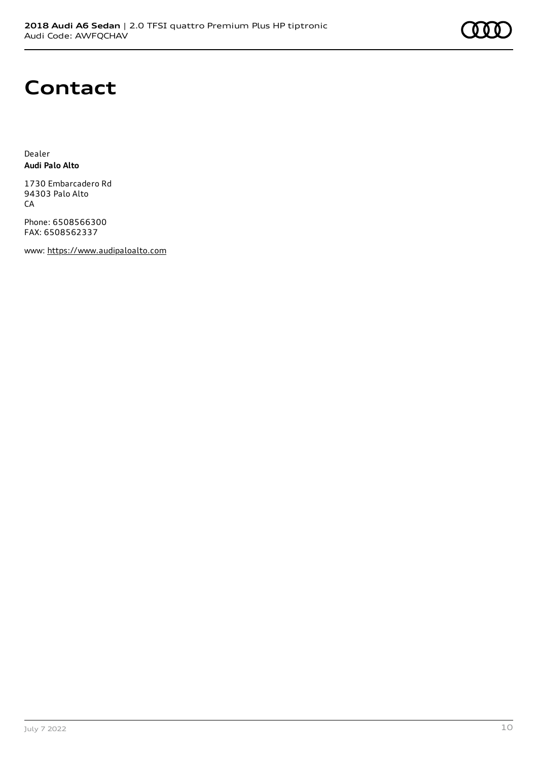# Contact

Dealer
**Audi Palo Alto**

1730 Embarcadero Rd
94303 Palo Alto
CA

Phone: 6508566300
FAX: 6508562337

www: https://www.audipaloalto.com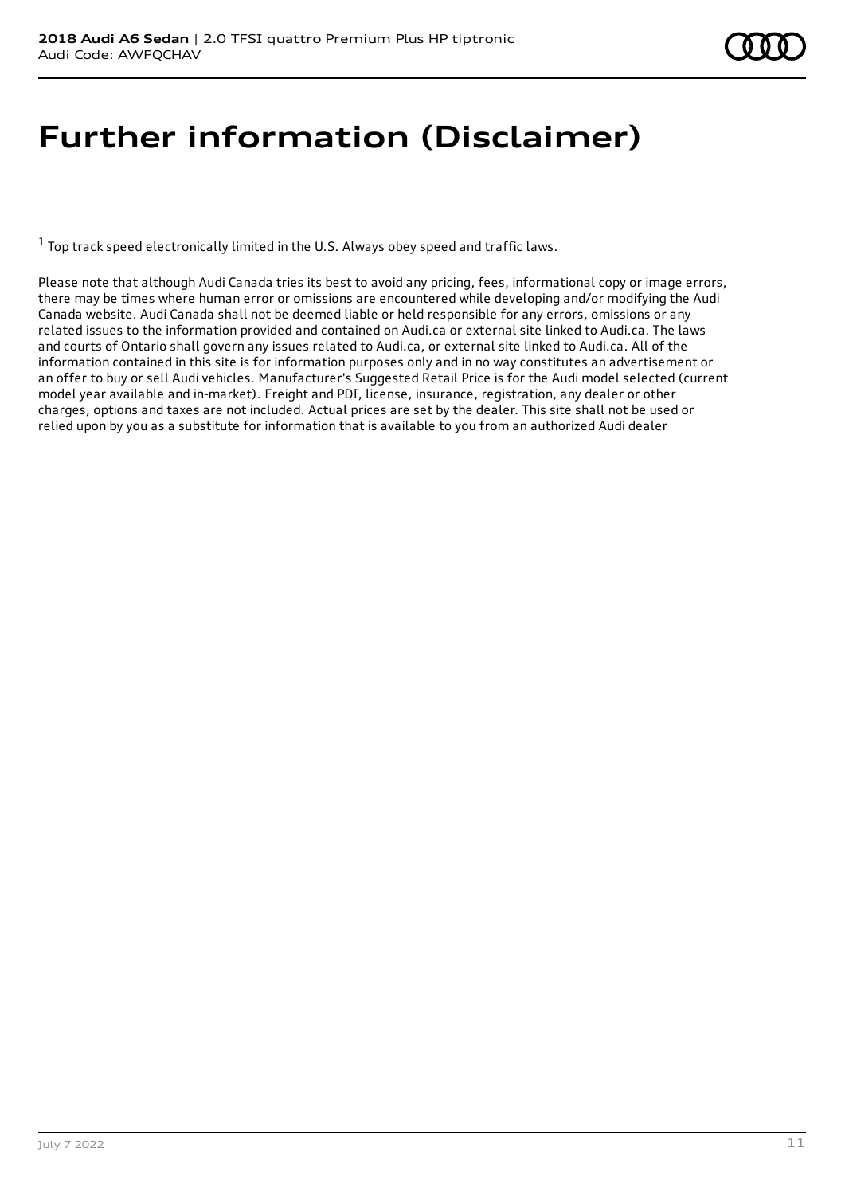# Further information (Disclaimer)

[1] Top track speed electronically limited in the U.S. Always obey speed and traffic laws.

Please note that although Audi Canada tries its best to avoid any pricing, fees, informational copy or image errors, there may be times where human error or omissions are encountered while developing and/or modifying the Audi Canada website. Audi Canada shall not be deemed liable or held responsible for any errors, omissions or any related issues to the information provided and contained on Audi.ca or external site linked to Audi.ca. The laws and courts of Ontario shall govern any issues related to Audi.ca, or external site linked to Audi.ca. All of the information contained in this site is for information purposes only and in no way constitutes an advertisement or an offer to buy or sell Audi vehicles. Manufacturer's Suggested Retail Price is for the Audi model selected (current model year available and in-market). Freight and PDI, license, insurance, registration, any dealer or other charges, options and taxes are not included. Actual prices are set by the dealer. This site shall not be used or relied upon by you as a substitute for information that is available to you from an authorized Audi dealer